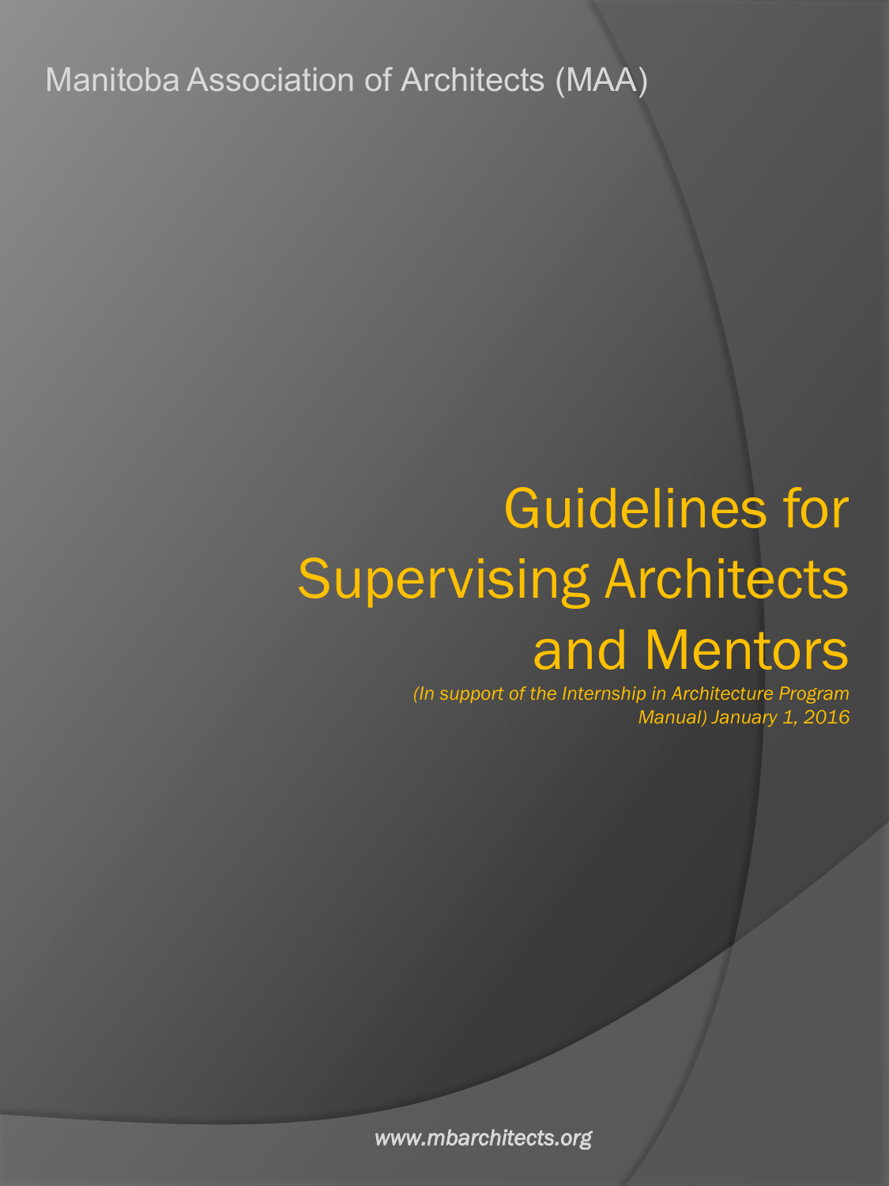Manitoba Association of Architects (MAA)

# Guidelines for Supervising Architects and Mentors

*(In support of the Internship in Architecture Program Manual) January 1, 2016*

*www.mbarchitects.org*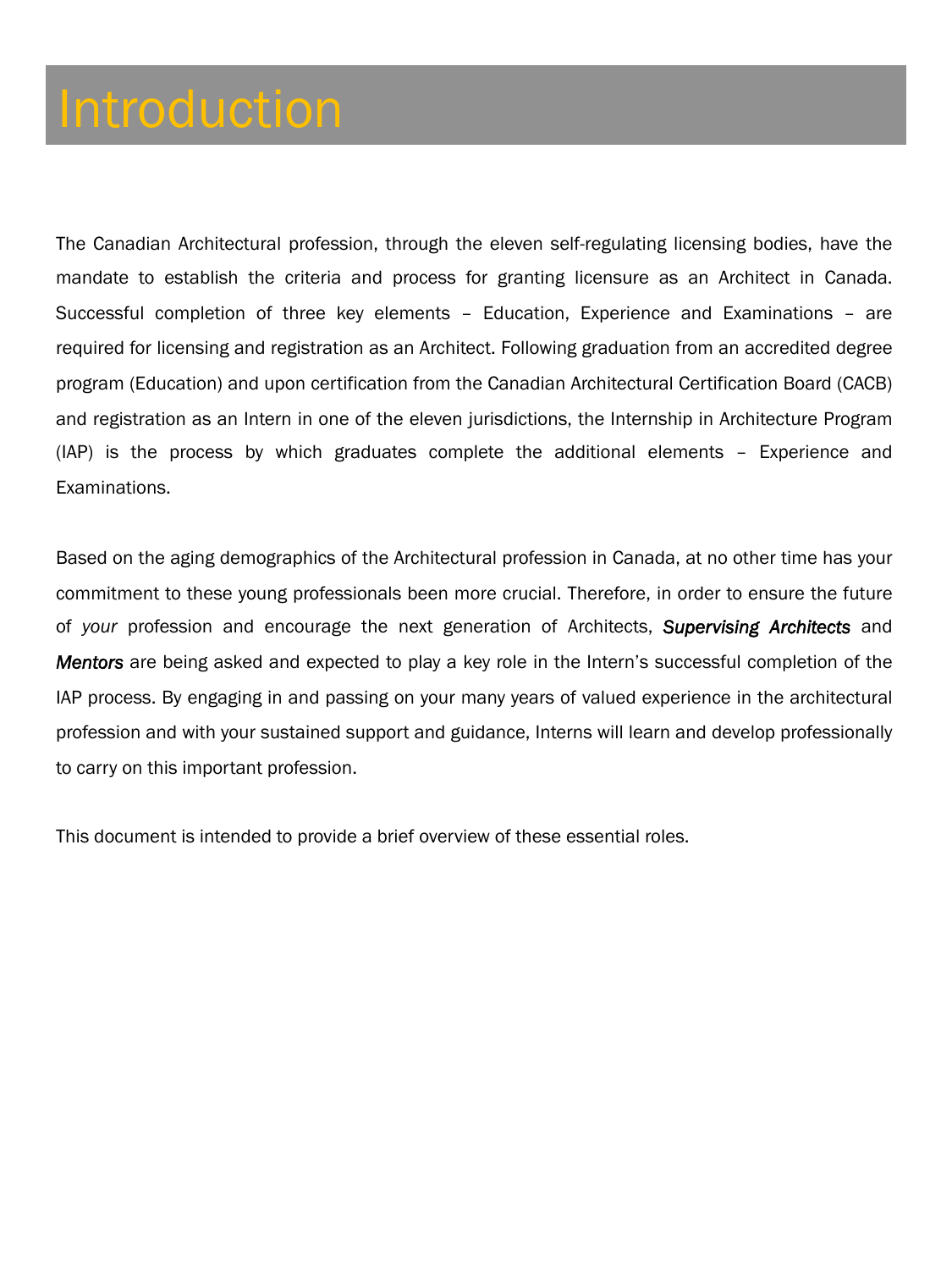# Introduction

The Canadian Architectural profession, through the eleven self-regulating licensing bodies, have the mandate to establish the criteria and process for granting licensure as an Architect in Canada. Successful completion of three key elements – Education, Experience and Examinations – are required for licensing and registration as an Architect. Following graduation from an accredited degree program (Education) and upon certification from the Canadian Architectural Certification Board (CACB) and registration as an Intern in one of the eleven jurisdictions, the Internship in Architecture Program (IAP) is the process by which graduates complete the additional elements – Experience and Examinations.

Based on the aging demographics of the Architectural profession in Canada, at no other time has your commitment to these young professionals been more crucial. Therefore, in order to ensure the future of *your* profession and encourage the next generation of Architects, ***Supervising Architects*** and ***Mentors*** are being asked and expected to play a key role in the Intern's successful completion of the IAP process. By engaging in and passing on your many years of valued experience in the architectural profession and with your sustained support and guidance, Interns will learn and develop professionally to carry on this important profession.

This document is intended to provide a brief overview of these essential roles.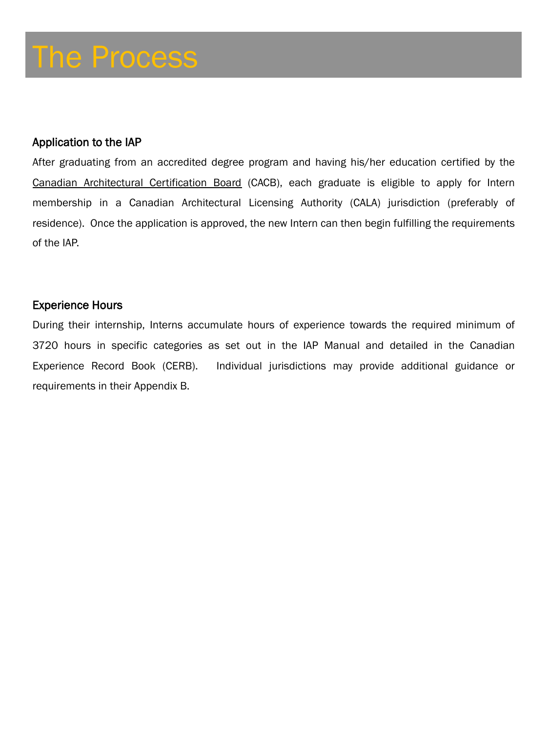# The Process

## Application to the IAP

After graduating from an accredited degree program and having his/her education certified by the Canadian Architectural Certification Board (CACB), each graduate is eligible to apply for Intern membership in a Canadian Architectural Licensing Authority (CALA) jurisdiction (preferably of residence). Once the application is approved, the new Intern can then begin fulfilling the requirements of the IAP.

## Experience Hours

During their internship, Interns accumulate hours of experience towards the required minimum of 3720 hours in specific categories as set out in the IAP Manual and detailed in the Canadian Experience Record Book (CERB). Individual jurisdictions may provide additional guidance or requirements in their Appendix B.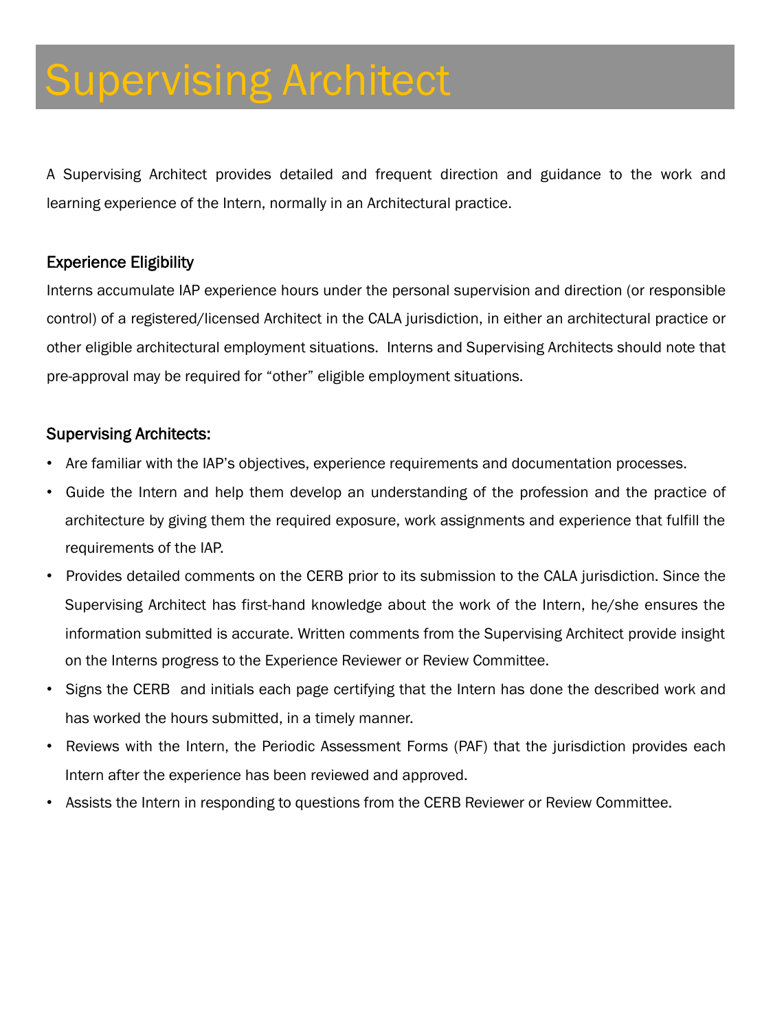# Supervising Architect

A Supervising Architect provides detailed and frequent direction and guidance to the work and learning experience of the Intern, normally in an Architectural practice.

## Experience Eligibility

Interns accumulate IAP experience hours under the personal supervision and direction (or responsible control) of a registered/licensed Architect in the CALA jurisdiction, in either an architectural practice or other eligible architectural employment situations. Interns and Supervising Architects should note that pre-approval may be required for "other" eligible employment situations.

## Supervising Architects:

- Are familiar with the IAP's objectives, experience requirements and documentation processes.
- Guide the Intern and help them develop an understanding of the profession and the practice of architecture by giving them the required exposure, work assignments and experience that fulfill the requirements of the IAP.
- Provides detailed comments on the CERB prior to its submission to the CALA jurisdiction. Since the Supervising Architect has first-hand knowledge about the work of the Intern, he/she ensures the information submitted is accurate. Written comments from the Supervising Architect provide insight on the Interns progress to the Experience Reviewer or Review Committee.
- Signs the CERB and initials each page certifying that the Intern has done the described work and has worked the hours submitted, in a timely manner.
- Reviews with the Intern, the Periodic Assessment Forms (PAF) that the jurisdiction provides each Intern after the experience has been reviewed and approved.
- Assists the Intern in responding to questions from the CERB Reviewer or Review Committee.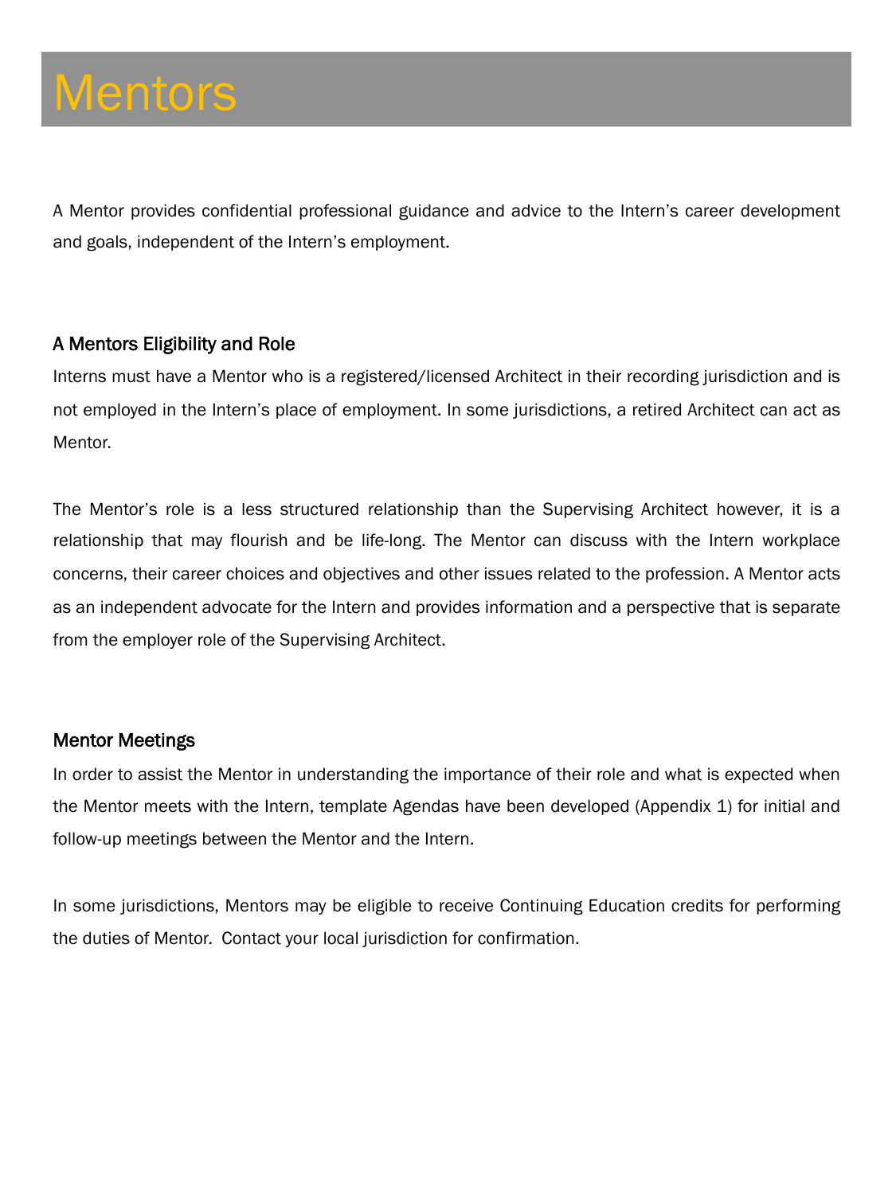# Mentors

A Mentor provides confidential professional guidance and advice to the Intern's career development and goals, independent of the Intern's employment.

## A Mentors Eligibility and Role

Interns must have a Mentor who is a registered/licensed Architect in their recording jurisdiction and is not employed in the Intern's place of employment. In some jurisdictions, a retired Architect can act as Mentor.

The Mentor's role is a less structured relationship than the Supervising Architect however, it is a relationship that may flourish and be life-long. The Mentor can discuss with the Intern workplace concerns, their career choices and objectives and other issues related to the profession. A Mentor acts as an independent advocate for the Intern and provides information and a perspective that is separate from the employer role of the Supervising Architect.

## Mentor Meetings

In order to assist the Mentor in understanding the importance of their role and what is expected when the Mentor meets with the Intern, template Agendas have been developed (Appendix 1) for initial and follow-up meetings between the Mentor and the Intern.

In some jurisdictions, Mentors may be eligible to receive Continuing Education credits for performing the duties of Mentor. Contact your local jurisdiction for confirmation.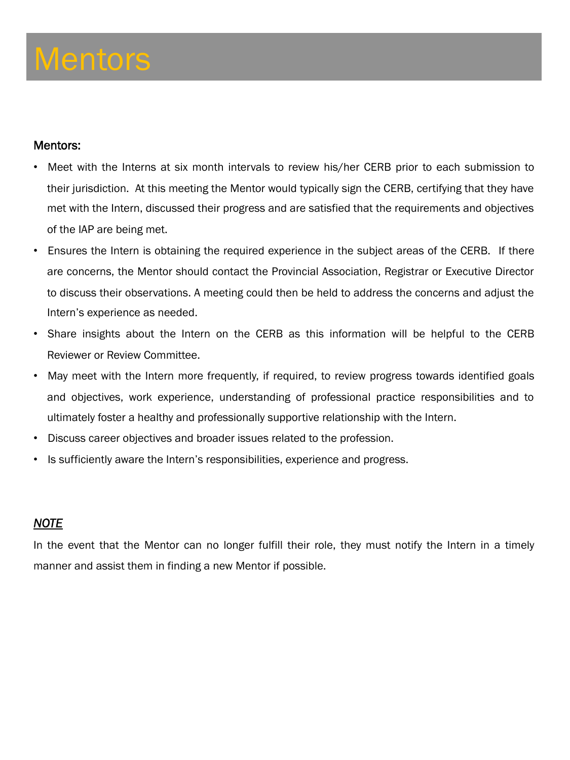# Mentors

Mentors:

- Meet with the Interns at six month intervals to review his/her CERB prior to each submission to their jurisdiction. At this meeting the Mentor would typically sign the CERB, certifying that they have met with the Intern, discussed their progress and are satisfied that the requirements and objectives of the IAP are being met.
- Ensures the Intern is obtaining the required experience in the subject areas of the CERB. If there are concerns, the Mentor should contact the Provincial Association, Registrar or Executive Director to discuss their observations. A meeting could then be held to address the concerns and adjust the Intern's experience as needed.
- Share insights about the Intern on the CERB as this information will be helpful to the CERB Reviewer or Review Committee.
- May meet with the Intern more frequently, if required, to review progress towards identified goals and objectives, work experience, understanding of professional practice responsibilities and to ultimately foster a healthy and professionally supportive relationship with the Intern.
- Discuss career objectives and broader issues related to the profession.
- Is sufficiently aware the Intern's responsibilities, experience and progress.

***NOTE***

In the event that the Mentor can no longer fulfill their role, they must notify the Intern in a timely manner and assist them in finding a new Mentor if possible.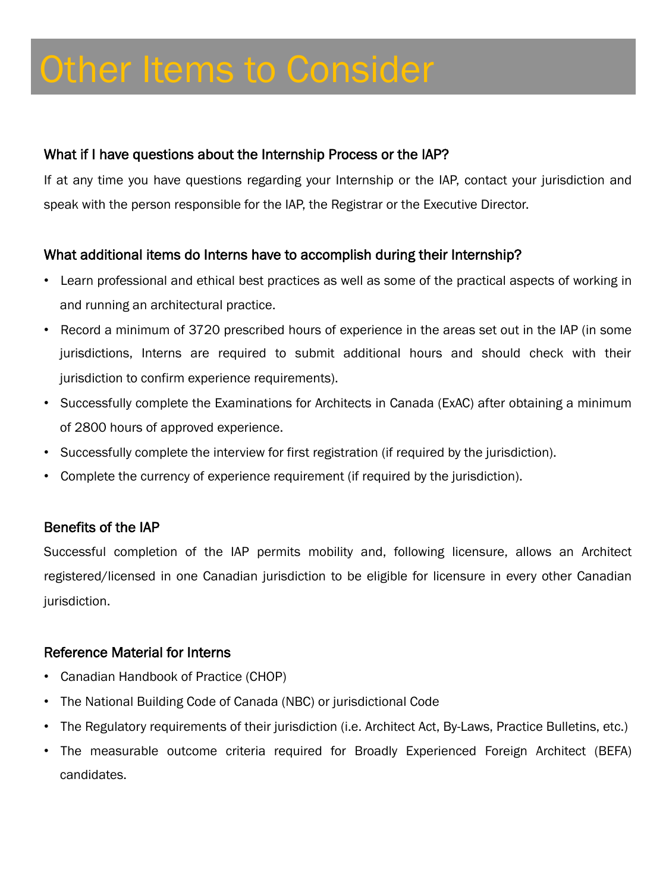# Other Items to Consider

### What if I have questions about the Internship Process or the IAP?

If at any time you have questions regarding your Internship or the IAP, contact your jurisdiction and speak with the person responsible for the IAP, the Registrar or the Executive Director.

### What additional items do Interns have to accomplish during their Internship?

- Learn professional and ethical best practices as well as some of the practical aspects of working in and running an architectural practice.
- Record a minimum of 3720 prescribed hours of experience in the areas set out in the IAP (in some jurisdictions, Interns are required to submit additional hours and should check with their jurisdiction to confirm experience requirements).
- Successfully complete the Examinations for Architects in Canada (ExAC) after obtaining a minimum of 2800 hours of approved experience.
- Successfully complete the interview for first registration (if required by the jurisdiction).
- Complete the currency of experience requirement (if required by the jurisdiction).

### Benefits of the IAP

Successful completion of the IAP permits mobility and, following licensure, allows an Architect registered/licensed in one Canadian jurisdiction to be eligible for licensure in every other Canadian jurisdiction.

### Reference Material for Interns

- Canadian Handbook of Practice (CHOP)
- The National Building Code of Canada (NBC) or jurisdictional Code
- The Regulatory requirements of their jurisdiction (i.e. Architect Act, By-Laws, Practice Bulletins, etc.)
- The measurable outcome criteria required for Broadly Experienced Foreign Architect (BEFA) candidates.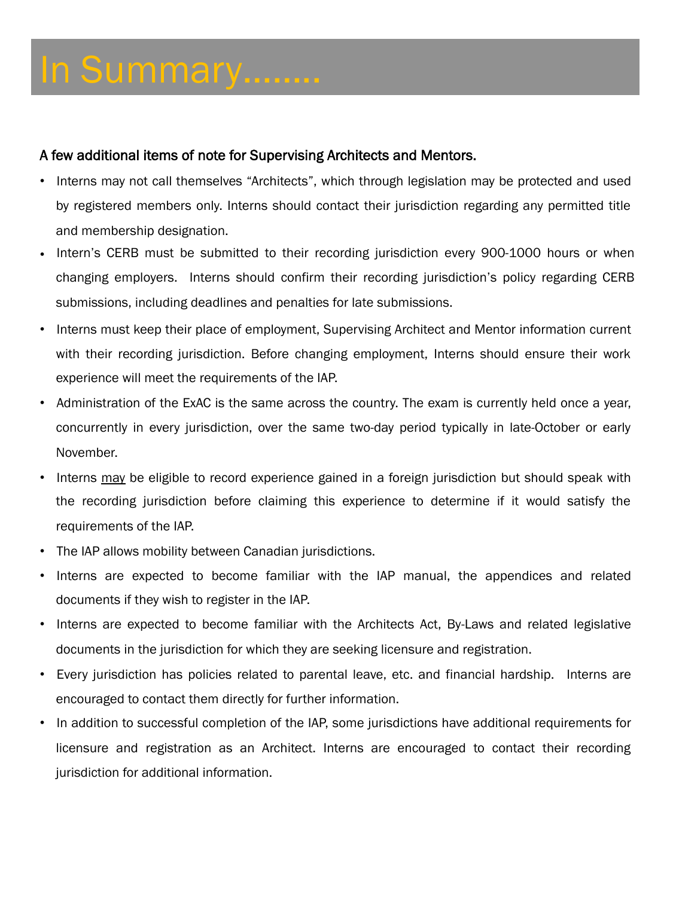# In Summary........

A few additional items of note for Supervising Architects and Mentors.

- Interns may not call themselves "Architects", which through legislation may be protected and used by registered members only. Interns should contact their jurisdiction regarding any permitted title and membership designation.
- Intern's CERB must be submitted to their recording jurisdiction every 900-1000 hours or when changing employers. Interns should confirm their recording jurisdiction's policy regarding CERB submissions, including deadlines and penalties for late submissions.
- Interns must keep their place of employment, Supervising Architect and Mentor information current with their recording jurisdiction. Before changing employment, Interns should ensure their work experience will meet the requirements of the IAP.
- Administration of the ExAC is the same across the country. The exam is currently held once a year, concurrently in every jurisdiction, over the same two-day period typically in late-October or early November.
- Interns may be eligible to record experience gained in a foreign jurisdiction but should speak with the recording jurisdiction before claiming this experience to determine if it would satisfy the requirements of the IAP.
- The IAP allows mobility between Canadian jurisdictions.
- Interns are expected to become familiar with the IAP manual, the appendices and related documents if they wish to register in the IAP.
- Interns are expected to become familiar with the Architects Act, By-Laws and related legislative documents in the jurisdiction for which they are seeking licensure and registration.
- Every jurisdiction has policies related to parental leave, etc. and financial hardship. Interns are encouraged to contact them directly for further information.
- In addition to successful completion of the IAP, some jurisdictions have additional requirements for licensure and registration as an Architect. Interns are encouraged to contact their recording jurisdiction for additional information.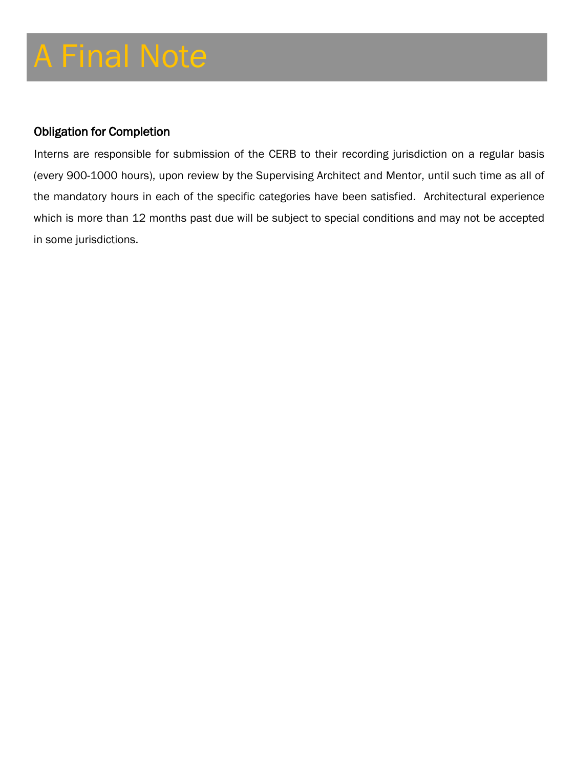# A Final Note

### Obligation for Completion

Interns are responsible for submission of the CERB to their recording jurisdiction on a regular basis (every 900-1000 hours), upon review by the Supervising Architect and Mentor, until such time as all of the mandatory hours in each of the specific categories have been satisfied. Architectural experience which is more than 12 months past due will be subject to special conditions and may not be accepted in some jurisdictions.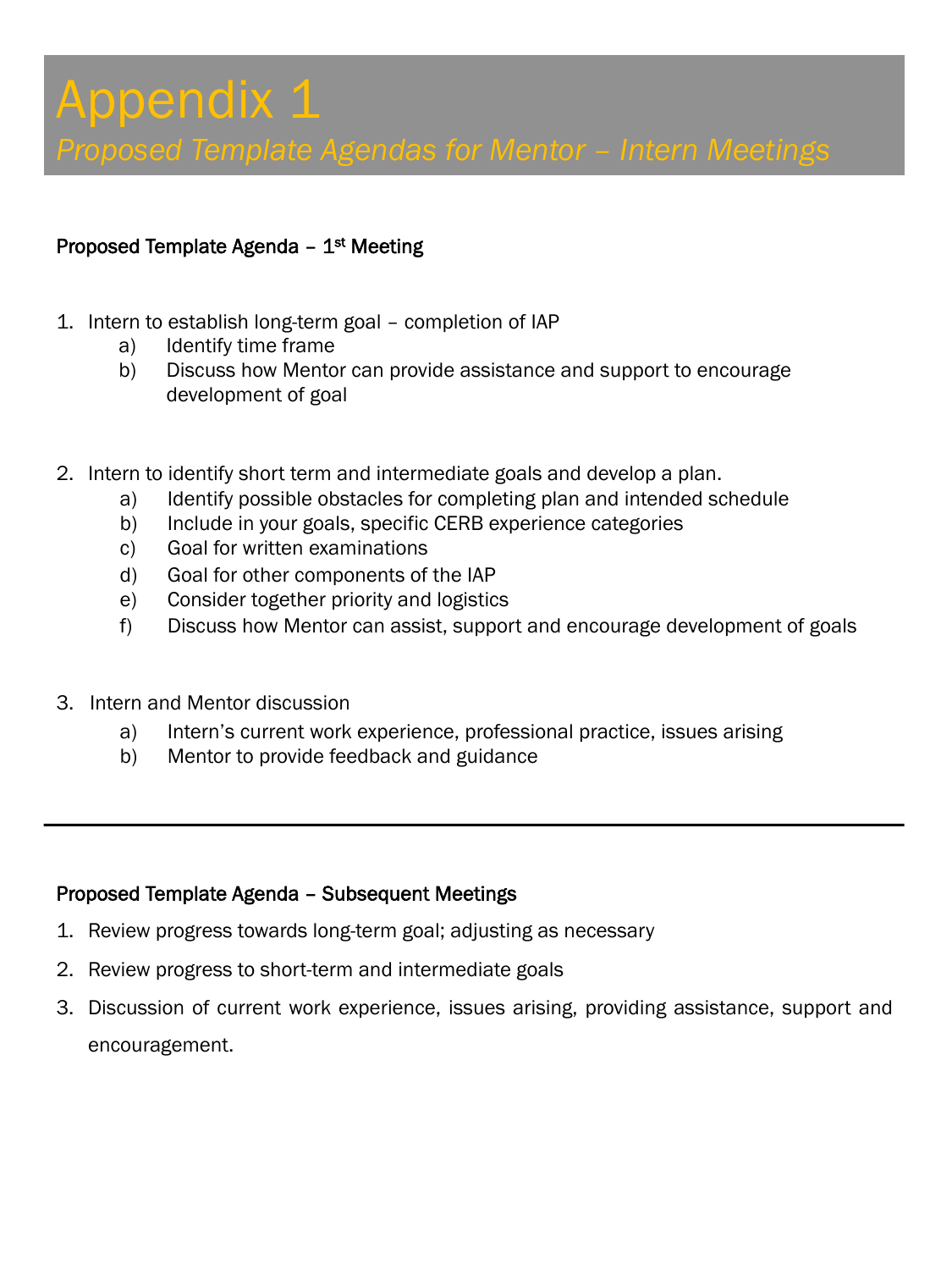# Appendix 1

## *Proposed Template Agendas for Mentor – Intern Meetings*

### Proposed Template Agenda – 1st Meeting

1. Intern to establish long-term goal – completion of IAP
   a) Identify time frame
   b) Discuss how Mentor can provide assistance and support to encourage development of goal

2. Intern to identify short term and intermediate goals and develop a plan.
   a) Identify possible obstacles for completing plan and intended schedule
   b) Include in your goals, specific CERB experience categories
   c) Goal for written examinations
   d) Goal for other components of the IAP
   e) Consider together priority and logistics
   f) Discuss how Mentor can assist, support and encourage development of goals

3. Intern and Mentor discussion
   a) Intern's current work experience, professional practice, issues arising
   b) Mentor to provide feedback and guidance

---

### Proposed Template Agenda – Subsequent Meetings

1. Review progress towards long-term goal; adjusting as necessary
2. Review progress to short-term and intermediate goals
3. Discussion of current work experience, issues arising, providing assistance, support and encouragement.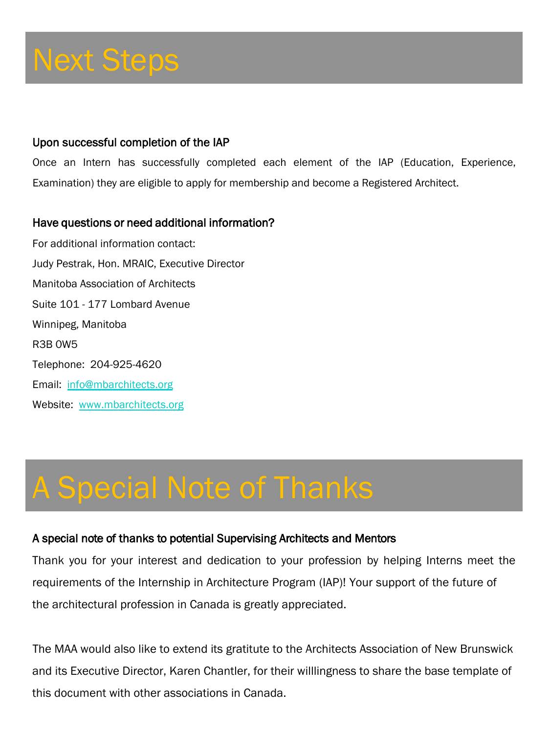# Next Steps

### Upon successful completion of the IAP

Once an Intern has successfully completed each element of the IAP (Education, Experience, Examination) they are eligible to apply for membership and become a Registered Architect.

### Have questions or need additional information?

For additional information contact:
Judy Pestrak, Hon. MRAIC, Executive Director
Manitoba Association of Architects
Suite 101 - 177 Lombard Avenue
Winnipeg, Manitoba
R3B 0W5
Telephone: 204-925-4620
Email: info@mbarchitects.org
Website: www.mbarchitects.org

# A Special Note of Thanks

### A special note of thanks to potential Supervising Architects and Mentors

Thank you for your interest and dedication to your profession by helping Interns meet the requirements of the Internship in Architecture Program (IAP)! Your support of the future of the architectural profession in Canada is greatly appreciated.

The MAA would also like to extend its gratitute to the Architects Association of New Brunswick and its Executive Director, Karen Chantler, for their willlingness to share the base template of this document with other associations in Canada.